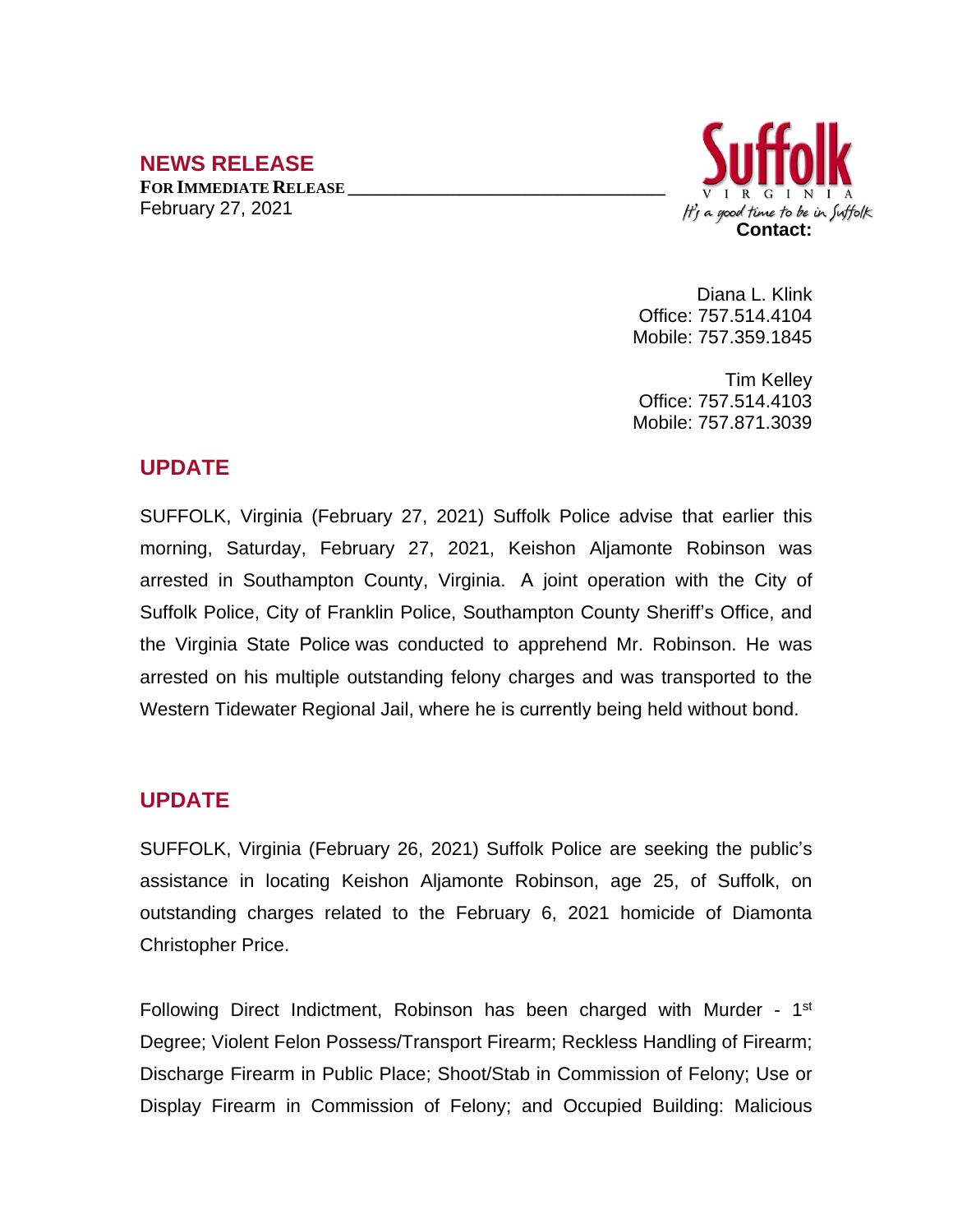## NEWS RELEASE

**FOR IMMEDIATE RELEASE**
February 27, 2021

Suffolk
VIRGINIA
It's a good time to be in Suffolk

**Contact:**

Diana L. Klink
Office: 757.514.4104
Mobile: 757.359.1845

Tim Kelley
Office: 757.514.4103
Mobile: 757.871.3039

## UPDATE

SUFFOLK, Virginia (February 27, 2021) Suffolk Police advise that earlier this morning, Saturday, February 27, 2021, Keishon Aljamonte Robinson was arrested in Southampton County, Virginia. A joint operation with the City of Suffolk Police, City of Franklin Police, Southampton County Sheriff's Office, and the Virginia State Police was conducted to apprehend Mr. Robinson. He was arrested on his multiple outstanding felony charges and was transported to the Western Tidewater Regional Jail, where he is currently being held without bond.

## UPDATE

SUFFOLK, Virginia (February 26, 2021) Suffolk Police are seeking the public's assistance in locating Keishon Aljamonte Robinson, age 25, of Suffolk, on outstanding charges related to the February 6, 2021 homicide of Diamonta Christopher Price.

Following Direct Indictment, Robinson has been charged with Murder - 1st Degree; Violent Felon Possess/Transport Firearm; Reckless Handling of Firearm; Discharge Firearm in Public Place; Shoot/Stab in Commission of Felony; Use or Display Firearm in Commission of Felony; and Occupied Building: Malicious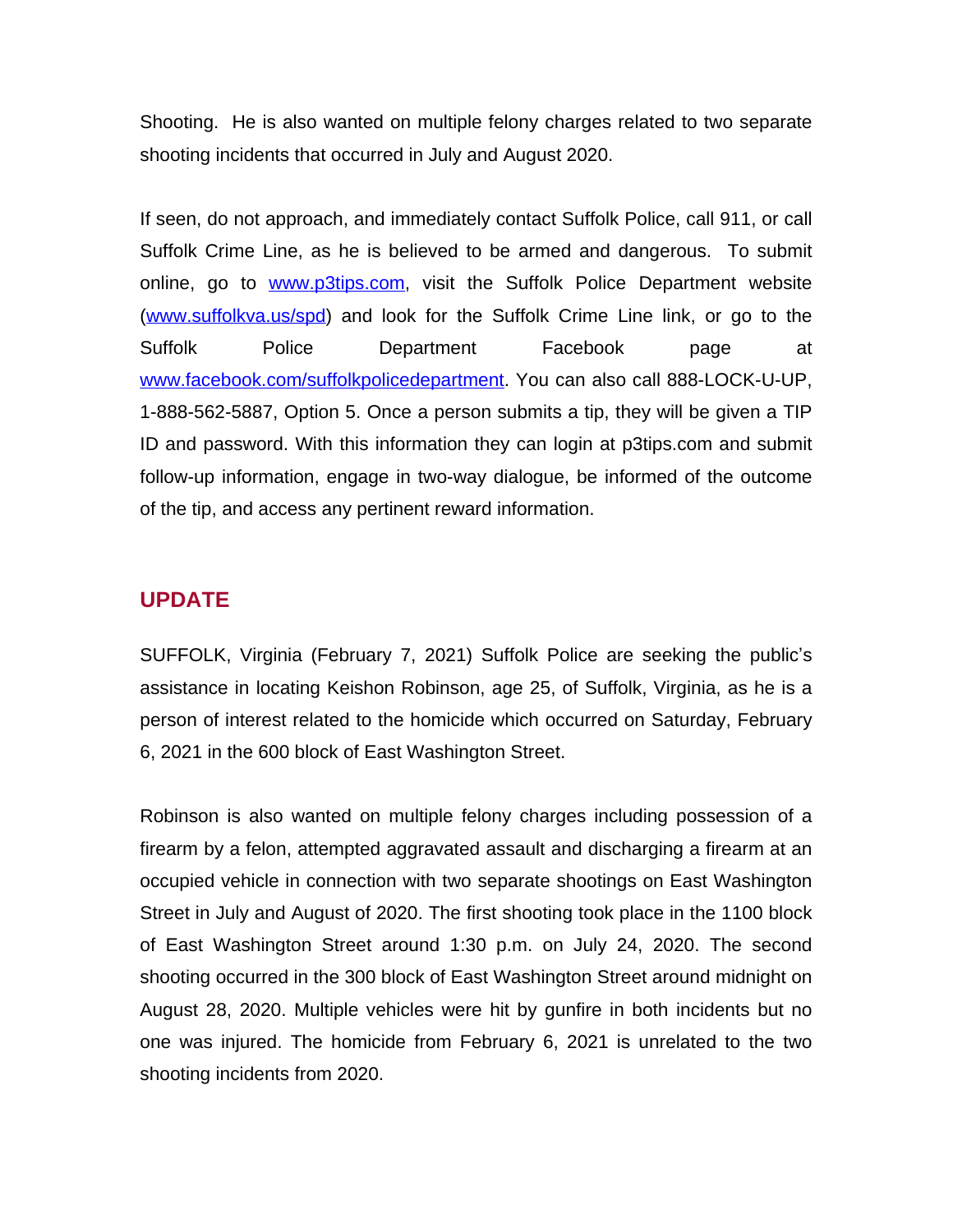Shooting. He is also wanted on multiple felony charges related to two separate shooting incidents that occurred in July and August 2020.

If seen, do not approach, and immediately contact Suffolk Police, call 911, or call Suffolk Crime Line, as he is believed to be armed and dangerous. To submit online, go to [www.p3tips.com](http://www.p3tips.com), visit the Suffolk Police Department website ([www.suffolkva.us/spd](http://www.suffolkva.us/spd)) and look for the Suffolk Crime Line link, or go to the Suffolk Police Department Facebook page at [www.facebook.com/suffolkpolicedepartment](http://www.facebook.com/suffolkpolicedepartment). You can also call 888-LOCK-U-UP, 1-888-562-5887, Option 5. Once a person submits a tip, they will be given a TIP ID and password. With this information they can login at p3tips.com and submit follow-up information, engage in two-way dialogue, be informed of the outcome of the tip, and access any pertinent reward information.

## UPDATE

SUFFOLK, Virginia (February 7, 2021) Suffolk Police are seeking the public's assistance in locating Keishon Robinson, age 25, of Suffolk, Virginia, as he is a person of interest related to the homicide which occurred on Saturday, February 6, 2021 in the 600 block of East Washington Street.

Robinson is also wanted on multiple felony charges including possession of a firearm by a felon, attempted aggravated assault and discharging a firearm at an occupied vehicle in connection with two separate shootings on East Washington Street in July and August of 2020. The first shooting took place in the 1100 block of East Washington Street around 1:30 p.m. on July 24, 2020. The second shooting occurred in the 300 block of East Washington Street around midnight on August 28, 2020. Multiple vehicles were hit by gunfire in both incidents but no one was injured. The homicide from February 6, 2021 is unrelated to the two shooting incidents from 2020.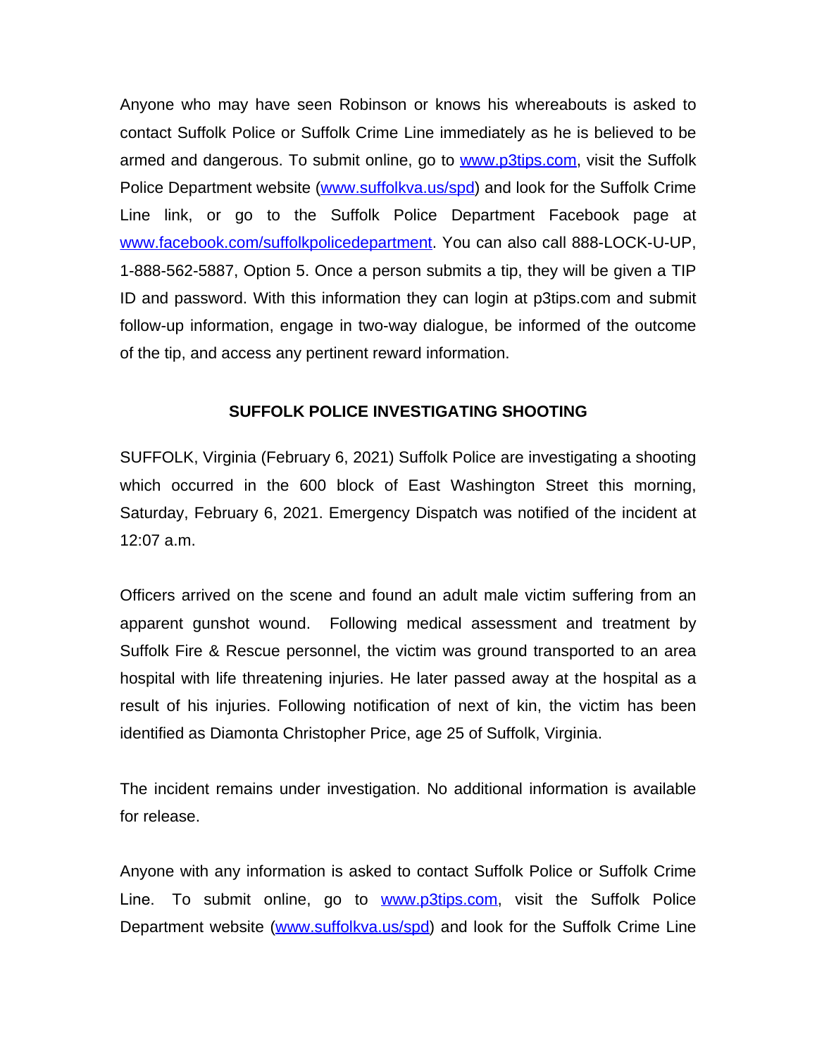Anyone who may have seen Robinson or knows his whereabouts is asked to contact Suffolk Police or Suffolk Crime Line immediately as he is believed to be armed and dangerous. To submit online, go to www.p3tips.com, visit the Suffolk Police Department website (www.suffolkva.us/spd) and look for the Suffolk Crime Line link, or go to the Suffolk Police Department Facebook page at www.facebook.com/suffolkpolicedepartment. You can also call 888-LOCK-U-UP, 1-888-562-5887, Option 5. Once a person submits a tip, they will be given a TIP ID and password. With this information they can login at p3tips.com and submit follow-up information, engage in two-way dialogue, be informed of the outcome of the tip, and access any pertinent reward information.

## SUFFOLK POLICE INVESTIGATING SHOOTING

SUFFOLK, Virginia (February 6, 2021) Suffolk Police are investigating a shooting which occurred in the 600 block of East Washington Street this morning, Saturday, February 6, 2021. Emergency Dispatch was notified of the incident at 12:07 a.m.

Officers arrived on the scene and found an adult male victim suffering from an apparent gunshot wound. Following medical assessment and treatment by Suffolk Fire & Rescue personnel, the victim was ground transported to an area hospital with life threatening injuries. He later passed away at the hospital as a result of his injuries. Following notification of next of kin, the victim has been identified as Diamonta Christopher Price, age 25 of Suffolk, Virginia.

The incident remains under investigation. No additional information is available for release.

Anyone with any information is asked to contact Suffolk Police or Suffolk Crime Line. To submit online, go to www.p3tips.com, visit the Suffolk Police Department website (www.suffolkva.us/spd) and look for the Suffolk Crime Line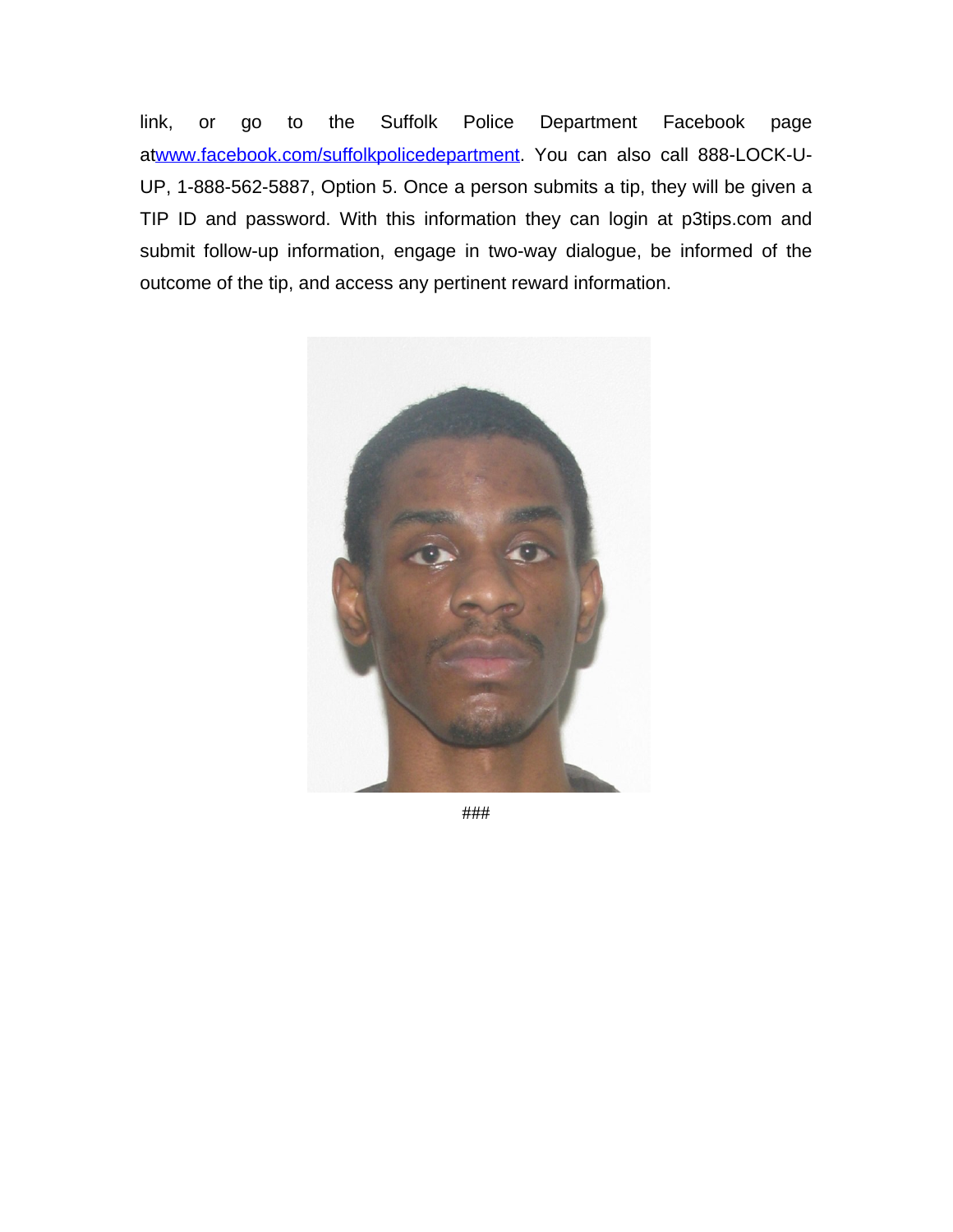link, or go to the Suffolk Police Department Facebook page atwww.facebook.com/suffolkpolicedepartment. You can also call 888-LOCK-U-UP, 1-888-562-5887, Option 5. Once a person submits a tip, they will be given a TIP ID and password. With this information they can login at p3tips.com and submit follow-up information, engage in two-way dialogue, be informed of the outcome of the tip, and access any pertinent reward information.

###